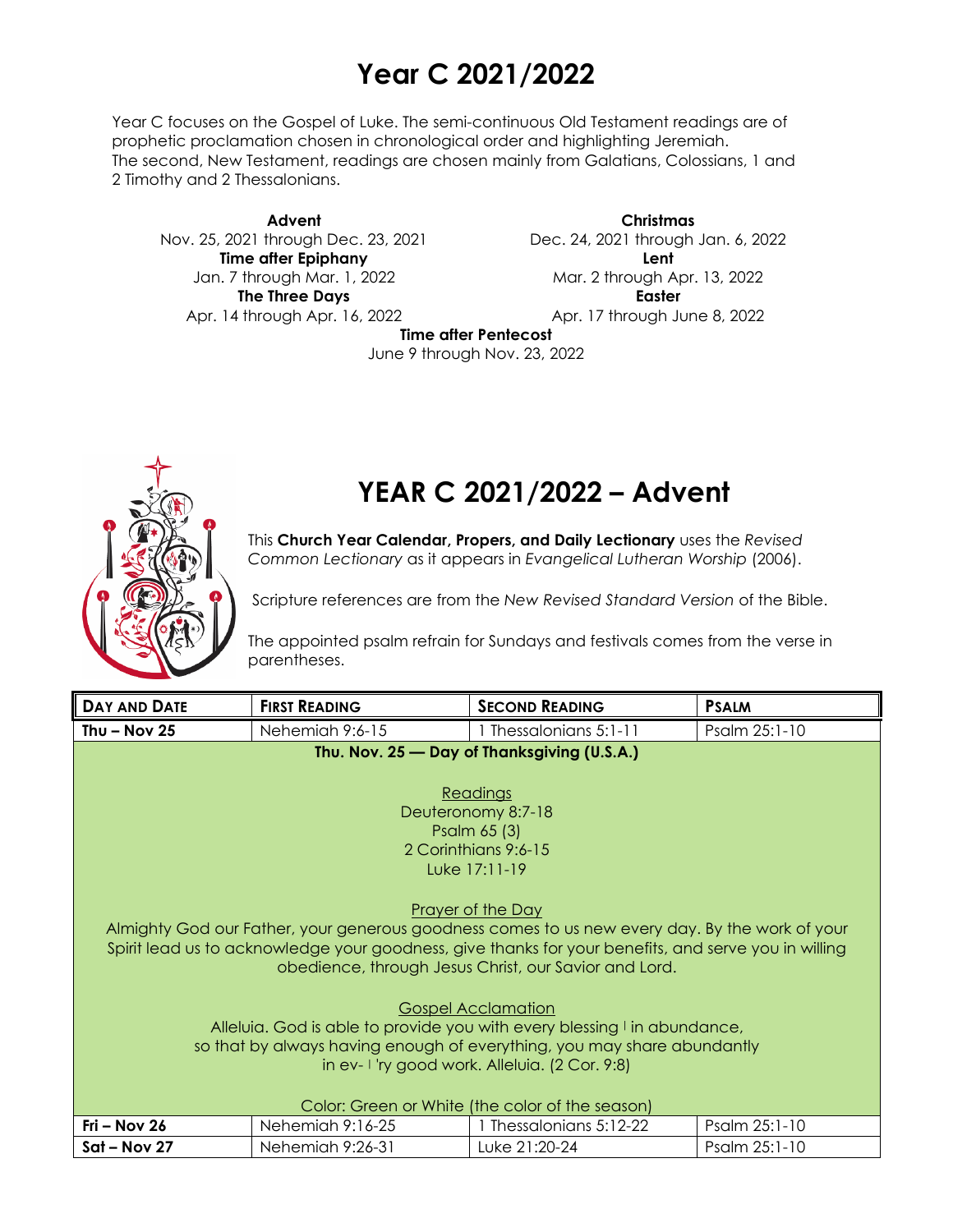# Year C 2021/2022

Year C focuses on the Gospel of Luke. The semi-continuous Old Testament readings are of prophetic proclamation chosen in chronological order and highlighting Jeremiah.
The second, New Testament, readings are chosen mainly from Galatians, Colossians, 1 and 2 Timothy and 2 Thessalonians.

**Advent**
Nov. 25, 2021 through Dec. 23, 2021

**Christmas**
Dec. 24, 2021 through Jan. 6, 2022

**Time after Epiphany**
Jan. 7 through Mar. 1, 2022

**Lent**
Mar. 2 through Apr. 13, 2022

**The Three Days**
Apr. 14 through Apr. 16, 2022

**Easter**
Apr. 17 through June 8, 2022

**Time after Pentecost**
June 9 through Nov. 23, 2022

# YEAR C 2021/2022 – Advent

This **Church Year Calendar, Propers, and Daily Lectionary** uses the *Revised Common Lectionary* as it appears in *Evangelical Lutheran Worship* (2006).

Scripture references are from the *New Revised Standard Version* of the Bible.

The appointed psalm refrain for Sundays and festivals comes from the verse in parentheses.

| Day and Date | First Reading | Second Reading | Psalm |
|---|---|---|---|
| **Thu – Nov 25** | Nehemiah 9:6-15 | 1 Thessalonians 5:1-11 | Psalm 25:1-10 |

**Thu. Nov. 25 — Day of Thanksgiving (U.S.A.)**

Readings
Deuteronomy 8:7-18
Psalm 65 (3)
2 Corinthians 9:6-15
Luke 17:11-19

Prayer of the Day
Almighty God our Father, your generous goodness comes to us new every day. By the work of your Spirit lead us to acknowledge your goodness, give thanks for your benefits, and serve you in willing obedience, through Jesus Christ, our Savior and Lord.

Gospel Acclamation
Alleluia. God is able to provide you with every blessing | in abundance,
so that by always having enough of everything, you may share abundantly
in ev- | 'ry good work. Alleluia. (2 Cor. 9:8)

Color: Green or White (the color of the season)

| Day and Date | First Reading | Second Reading | Psalm |
|---|---|---|---|
| **Fri – Nov 26** | Nehemiah 9:16-25 | 1 Thessalonians 5:12-22 | Psalm 25:1-10 |
| **Sat – Nov 27** | Nehemiah 9:26-31 | Luke 21:20-24 | Psalm 25:1-10 |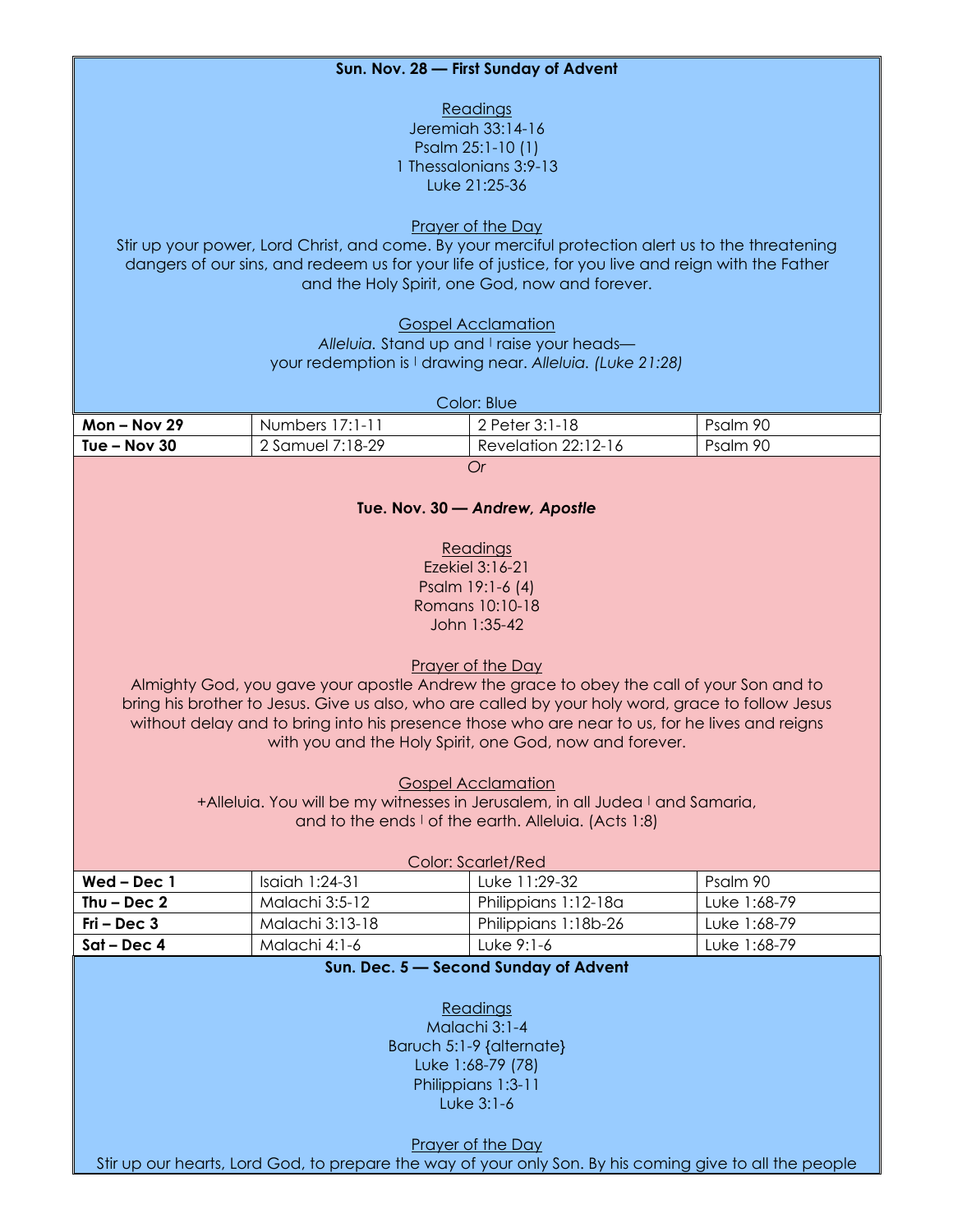**Sun. Nov. 28 — First Sunday of Advent**

Readings
Jeremiah 33:14-16
Psalm 25:1-10 (1)
1 Thessalonians 3:9-13
Luke 21:25-36

Prayer of the Day
Stir up your power, Lord Christ, and come. By your merciful protection alert us to the threatening dangers of our sins, and redeem us for your life of justice, for you live and reign with the Father and the Holy Spirit, one God, now and forever.

Gospel Acclamation
*Alleluia.* Stand up and ǀ raise your heads—
your redemption is ǀ drawing near. *Alleluia. (Luke 21:28)*

Color: Blue

| | | | |
|---|---|---|---|
| **Mon – Nov 29** | Numbers 17:1-11 | 2 Peter 3:1-18 | Psalm 90 |
| **Tue – Nov 30** | 2 Samuel 7:18-29 | Revelation 22:12-16 | Psalm 90 |

*Or*

**Tue. Nov. 30 — *Andrew, Apostle***

Readings
Ezekiel 3:16-21
Psalm 19:1-6 (4)
Romans 10:10-18
John 1:35-42

Prayer of the Day
Almighty God, you gave your apostle Andrew the grace to obey the call of your Son and to bring his brother to Jesus. Give us also, who are called by your holy word, grace to follow Jesus without delay and to bring into his presence those who are near to us, for he lives and reigns with you and the Holy Spirit, one God, now and forever.

Gospel Acclamation
+Alleluia. You will be my witnesses in Jerusalem, in all Judea ǀ and Samaria,
and to the ends ǀ of the earth. Alleluia. (Acts 1:8)

Color: Scarlet/Red

| | | | |
|---|---|---|---|
| **Wed – Dec 1** | Isaiah 1:24-31 | Luke 11:29-32 | Psalm 90 |
| **Thu – Dec 2** | Malachi 3:5-12 | Philippians 1:12-18a | Luke 1:68-79 |
| **Fri – Dec 3** | Malachi 3:13-18 | Philippians 1:18b-26 | Luke 1:68-79 |
| **Sat – Dec 4** | Malachi 4:1-6 | Luke 9:1-6 | Luke 1:68-79 |

**Sun. Dec. 5 — Second Sunday of Advent**

Readings
Malachi 3:1-4
Baruch 5:1-9 {alternate}
Luke 1:68-79 (78)
Philippians 1:3-11
Luke 3:1-6

Prayer of the Day
Stir up our hearts, Lord God, to prepare the way of your only Son. By his coming give to all the people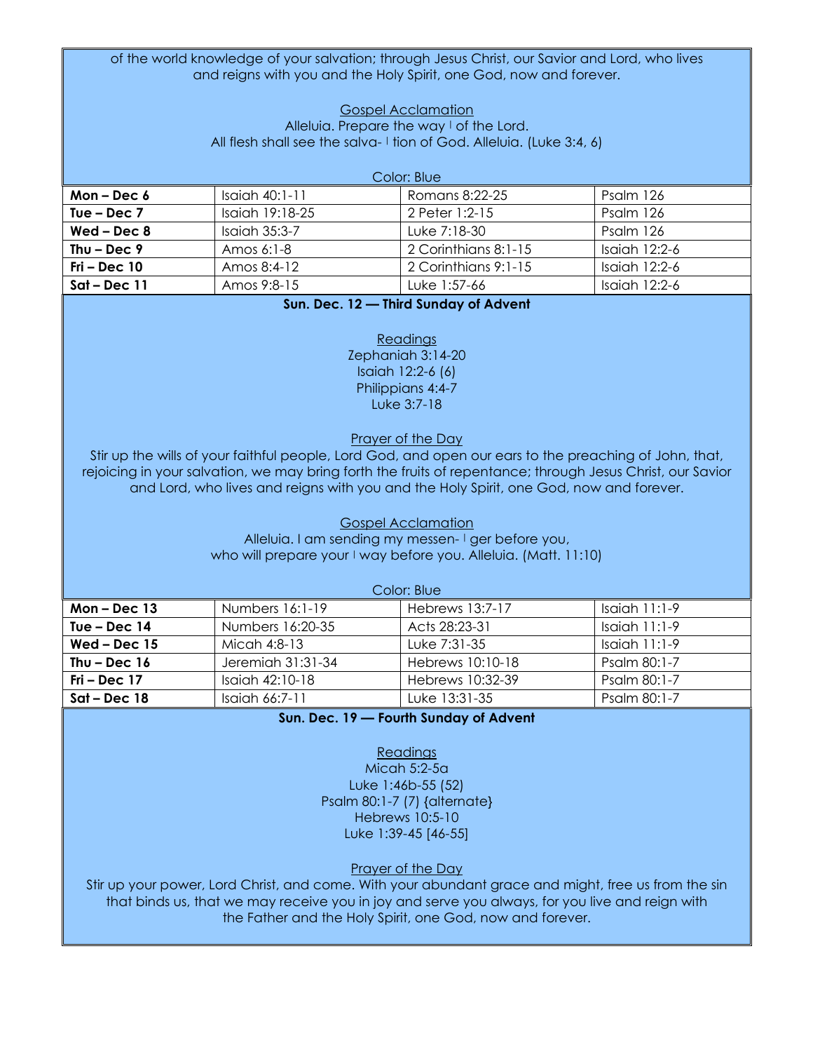of the world knowledge of your salvation; through Jesus Christ, our Savior and Lord, who lives and reigns with you and the Holy Spirit, one God, now and forever.

Gospel Acclamation

Alleluia. Prepare the way ǀ of the Lord.
All flesh shall see the salva- ǀ tion of God. Alleluia. (Luke 3:4, 6)

Color: Blue

| Mon – Dec 6 | Isaiah 40:1-11 | Romans 8:22-25 | Psalm 126 |
|---|---|---|---|
| Tue – Dec 7 | Isaiah 19:18-25 | 2 Peter 1:2-15 | Psalm 126 |
| Wed – Dec 8 | Isaiah 35:3-7 | Luke 7:18-30 | Psalm 126 |
| Thu – Dec 9 | Amos 6:1-8 | 2 Corinthians 8:1-15 | Isaiah 12:2-6 |
| Fri – Dec 10 | Amos 8:4-12 | 2 Corinthians 9:1-15 | Isaiah 12:2-6 |
| Sat – Dec 11 | Amos 9:8-15 | Luke 1:57-66 | Isaiah 12:2-6 |

**Sun. Dec. 12 — Third Sunday of Advent**

Readings

Zephaniah 3:14-20
Isaiah 12:2-6 (6)
Philippians 4:4-7
Luke 3:7-18

Prayer of the Day

Stir up the wills of your faithful people, Lord God, and open our ears to the preaching of John, that, rejoicing in your salvation, we may bring forth the fruits of repentance; through Jesus Christ, our Savior and Lord, who lives and reigns with you and the Holy Spirit, one God, now and forever.

Gospel Acclamation

Alleluia. I am sending my messen- ǀ ger before you,
who will prepare your ǀ way before you. Alleluia. (Matt. 11:10)

Color: Blue

| Mon – Dec 13 | Numbers 16:1-19 | Hebrews 13:7-17 | Isaiah 11:1-9 |
|---|---|---|---|
| Tue – Dec 14 | Numbers 16:20-35 | Acts 28:23-31 | Isaiah 11:1-9 |
| Wed – Dec 15 | Micah 4:8-13 | Luke 7:31-35 | Isaiah 11:1-9 |
| Thu – Dec 16 | Jeremiah 31:31-34 | Hebrews 10:10-18 | Psalm 80:1-7 |
| Fri – Dec 17 | Isaiah 42:10-18 | Hebrews 10:32-39 | Psalm 80:1-7 |
| Sat – Dec 18 | Isaiah 66:7-11 | Luke 13:31-35 | Psalm 80:1-7 |

**Sun. Dec. 19 — Fourth Sunday of Advent**

Readings

Micah 5:2-5a
Luke 1:46b-55 (52)
Psalm 80:1-7 (7) {alternate}
Hebrews 10:5-10
Luke 1:39-45 [46-55]

Prayer of the Day

Stir up your power, Lord Christ, and come. With your abundant grace and might, free us from the sin that binds us, that we may receive you in joy and serve you always, for you live and reign with the Father and the Holy Spirit, one God, now and forever.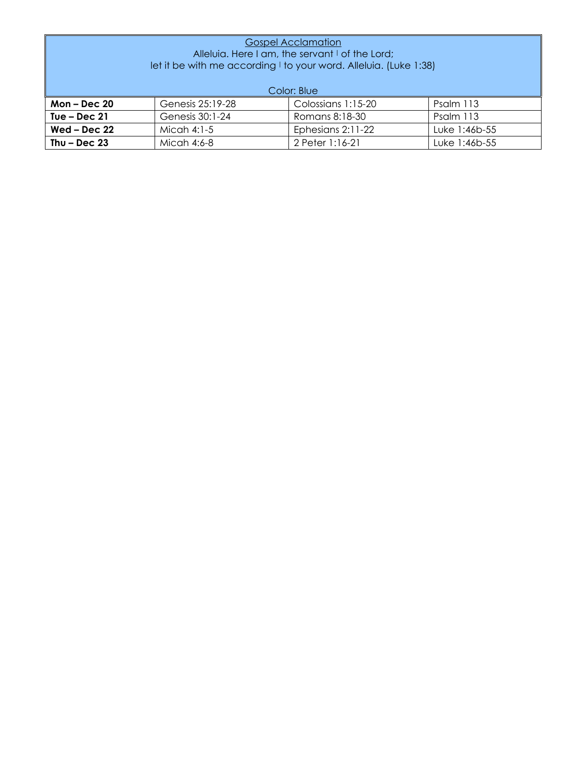Gospel Acclamation

Alleluia. Here I am, the servant | of the Lord;
let it be with me according | to your word. Alleluia. (Luke 1:38)

Color: Blue

| | | | |
|---|---|---|---|
| **Mon – Dec 20** | Genesis 25:19-28 | Colossians 1:15-20 | Psalm 113 |
| **Tue – Dec 21** | Genesis 30:1-24 | Romans 8:18-30 | Psalm 113 |
| **Wed – Dec 22** | Micah 4:1-5 | Ephesians 2:11-22 | Luke 1:46b-55 |
| **Thu – Dec 23** | Micah 4:6-8 | 2 Peter 1:16-21 | Luke 1:46b-55 |